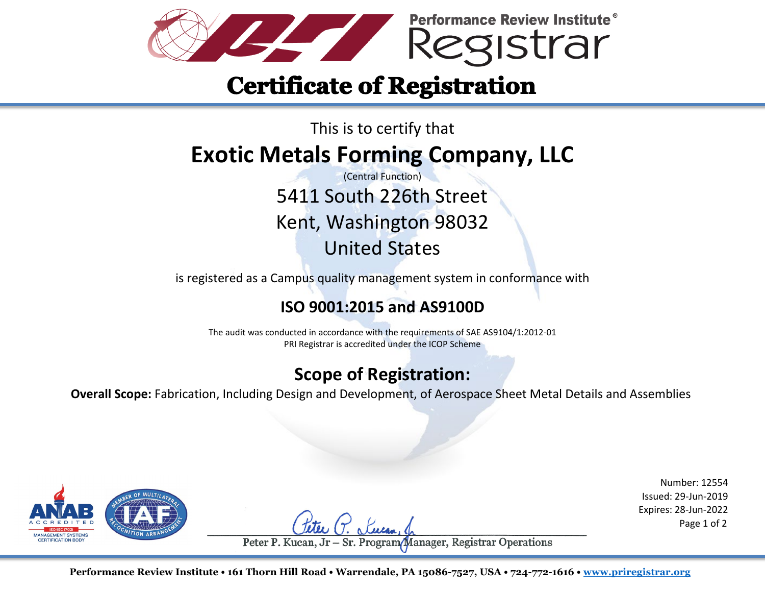Performance Review Institute® Registrar

# Certificate of Registration

This is to certify that

## Exotic Metals Forming Company, LLC

(Central Function)

5411 South 226th Street

Kent, Washington 98032

United States

is registered as a Campus quality management system in conformance with

### ISO 9001:2015 and AS9100D

The audit was conducted in accordance with the requirements of SAE AS9104/1:2012-01

PRI Registrar is accredited under the ICOP Scheme

## Scope of Registration:

**Overall Scope:** Fabrication, Including Design and Development, of Aerospace Sheet Metal Details and Assemblies

Number: 12554

Issued: 29-Jun-2019

Expires: 28-Jun-2022

Peter P. Kucan, Jr – Sr. Program Manager, Registrar Operations

Performance Review Institute • 161 Thorn Hill Road • Warrendale, PA 15086-7527, USA • 724-772-1616 • www.priregistrar.org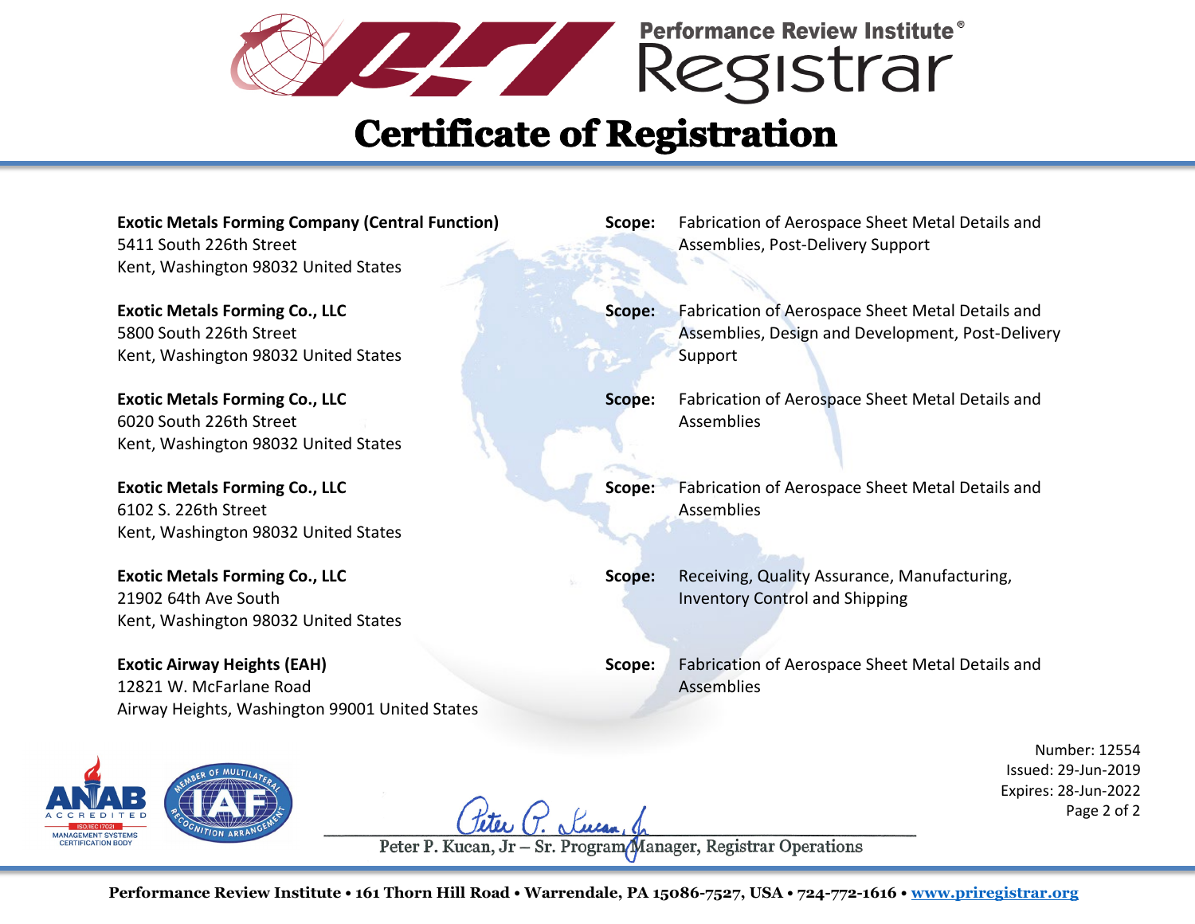# Performance Review Institute® Registrar

# Certificate of Registration

| | |
|---|---|
| **Exotic Metals Forming Company (Central Function)**<br>5411 South 226th Street<br>Kent, Washington 98032 United States | **Scope:** Fabrication of Aerospace Sheet Metal Details and Assemblies, Post-Delivery Support |
| **Exotic Metals Forming Co., LLC**<br>5800 South 226th Street<br>Kent, Washington 98032 United States | **Scope:** Fabrication of Aerospace Sheet Metal Details and Assemblies, Design and Development, Post-Delivery Support |
| **Exotic Metals Forming Co., LLC**<br>6020 South 226th Street<br>Kent, Washington 98032 United States | **Scope:** Fabrication of Aerospace Sheet Metal Details and Assemblies |
| **Exotic Metals Forming Co., LLC**<br>6102 S. 226th Street<br>Kent, Washington 98032 United States | **Scope:** Fabrication of Aerospace Sheet Metal Details and Assemblies |
| **Exotic Metals Forming Co., LLC**<br>21902 64th Ave South<br>Kent, Washington 98032 United States | **Scope:** Receiving, Quality Assurance, Manufacturing, Inventory Control and Shipping |
| **Exotic Airway Heights (EAH)**<br>12821 W. McFarlane Road<br>Airway Heights, Washington 99001 United States | **Scope:** Fabrication of Aerospace Sheet Metal Details and Assemblies |

ANAB ACCREDITED ISO/IEC 17021 MANAGEMENT SYSTEMS CERTIFICATION BODY

IAF MEMBER OF MULTILATERAL RECOGNITION ARRANGEMENT

Number: 12554
Issued: 29-Jun-2019
Expires: 28-Jun-2022

Peter P. Kucan, Jr – Sr. Program Manager, Registrar Operations

**Performance Review Institute • 161 Thorn Hill Road • Warrendale, PA 15086-7527, USA • 724-772-1616 • www.priregistrar.org**